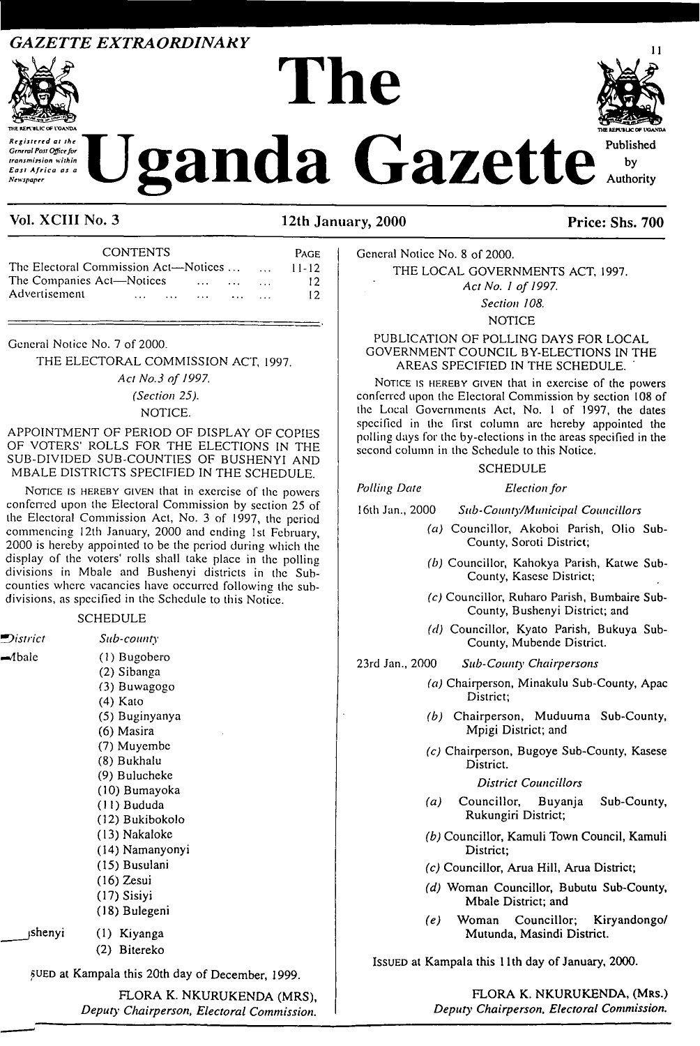GAZETTE EXTRAORDINARY

# The Uganda Gazette

Registered at the General Post Office for transmission within East Africa as a Newspaper

Published by Authority

**Vol. XCIII No. 3** | **12th January, 2000** | **Price: Shs. 700**

| CONTENTS | PAGE |
|---|---|
| The Electoral Commission Act—Notices ... ... | 11-12 |
| The Companies Act—Notices ... ... ... | 12 |
| Advertisement ... ... ... ... ... | 12 |

General Notice No. 7 of 2000.

THE ELECTORAL COMMISSION ACT, 1997.

*Act No.3 of 1997.*

*(Section 25).*

NOTICE.

APPOINTMENT OF PERIOD OF DISPLAY OF COPIES OF VOTERS' ROLLS FOR THE ELECTIONS IN THE SUB-DIVIDED SUB-COUNTIES OF BUSHENYI AND MBALE DISTRICTS SPECIFIED IN THE SCHEDULE.

NOTICE IS HEREBY GIVEN that in exercise of the powers conferred upon the Electoral Commission by section 25 of the Electoral Commission Act, No. 3 of 1997, the period commencing 12th January, 2000 and ending 1st February, 2000 is hereby appointed to be the period during which the display of the voters' rolls shall take place in the polling divisions in Mbale and Bushenyi districts in the Sub-counties where vacancies have occurred following the sub-divisions, as specified in the Schedule to this Notice.

SCHEDULE

| *District* | *Sub-county* |
|---|---|
| Mbale | (1) Bugobero |
| | (2) Sibanga |
| | (3) Buwagogo |
| | (4) Kato |
| | (5) Buginyanya |
| | (6) Masira |
| | (7) Muyembe |
| | (8) Bukhalu |
| | (9) Bulucheke |
| | (10) Bumayoka |
| | (11) Bududa |
| | (12) Bukibokolo |
| | (13) Nakaloke |
| | (14) Namanyonyi |
| | (15) Busulani |
| | (16) Zesui |
| | (17) Sisiyi |
| | (18) Bulegeni |
| Bushenyi | (1) Kiyanga |
| | (2) Bitereko |

ISSUED at Kampala this 20th day of December, 1999.

FLORA K. NKURUKENDA (MRS),
*Deputy Chairperson, Electoral Commission.*

General Notice No. 8 of 2000.

THE LOCAL GOVERNMENTS ACT, 1997.

*Act No. 1 of 1997.*

*Section 108.*

NOTICE

PUBLICATION OF POLLING DAYS FOR LOCAL GOVERNMENT COUNCIL BY-ELECTIONS IN THE AREAS SPECIFIED IN THE SCHEDULE.

NOTICE IS HEREBY GIVEN that in exercise of the powers conferred upon the Electoral Commission by section 108 of the Local Governments Act, No. 1 of 1997, the dates specified in the first column are hereby appointed the polling days for the by-elections in the areas specified in the second column in the Schedule to this Notice.

SCHEDULE

| *Polling Date* | *Election for* |
|---|---|
| 16th Jan., 2000 | *Sub-County/Municipal Councillors* |
| | (a) Councillor, Akoboi Parish, Olio Sub-County, Soroti District; |
| | (b) Councillor, Kahokya Parish, Katwe Sub-County, Kasese District; |
| | (c) Councillor, Ruharo Parish, Bumbaire Sub-County, Bushenyi District; and |
| | (d) Councillor, Kyato Parish, Bukuya Sub-County, Mubende District. |
| 23rd Jan., 2000 | *Sub-County Chairpersons* |
| | (a) Chairperson, Minakulu Sub-County, Apac District; |
| | (b) Chairperson, Muduuma Sub-County, Mpigi District; and |
| | (c) Chairperson, Bugoye Sub-County, Kasese District. |
| | *District Councillors* |
| | (a) Councillor, Buyanja Sub-County, Rukungiri District; |
| | (b) Councillor, Kamuli Town Council, Kamuli District; |
| | (c) Councillor, Arua Hill, Arua District; |
| | (d) Woman Councillor, Bubutu Sub-County, Mbale District; and |
| | (e) Woman Councillor; Kiryandongo/Mutunda, Masindi District. |

ISSUED at Kampala this 11th day of January, 2000.

FLORA K. NKURUKENDA, (MRS.)
*Deputy Chairperson, Electoral Commission.*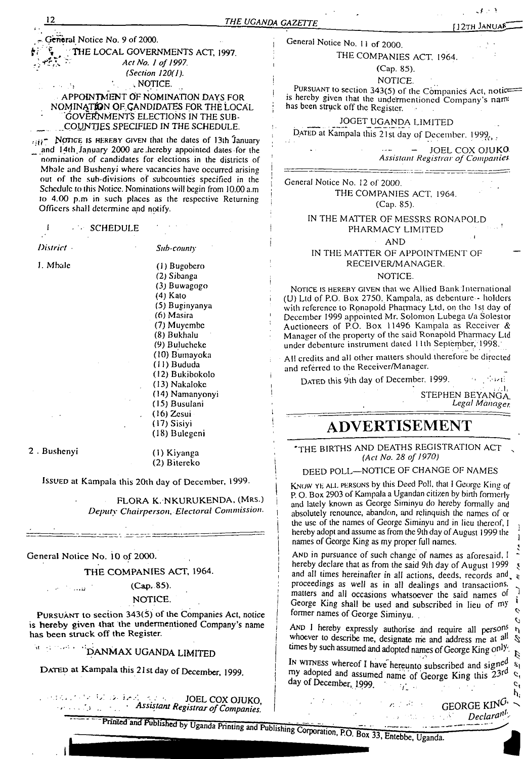General Notice No. 9 of 2000.

THE LOCAL GOVERNMENTS ACT, 1997.

*Act No. 1 of 1997.*

*(Section 120(1).*

NOTICE.

APPOINTMENT OF NOMINATION DAYS FOR NOMINATION OF CANDIDATES FOR THE LOCAL GOVERNMENTS ELECTIONS IN THE SUB-COUNTIES SPECIFIED IN THE SCHEDULE.

NOTICE IS HEREBY GIVEN that the dates of 13th January and 14th January 2000 are hereby appointed dates for the nomination of candidates for elections in the districts of Mbale and Bushenyi where vacancies have occurred arising out of the sub-divisions of subcounties specified in the Schedule to this Notice. Nominations will begin from 10.00 a.m to 4.00 p.m in such places as the respective Returning Officers shall determine and notify.

SCHEDULE

| *District* | *Sub-county* |
|---|---|
| 1. Mbale | (1) Bugobero |
| | (2) Sibanga |
| | (3) Buwagogo |
| | (4) Kato |
| | (5) Buginyanya |
| | (6) Masira |
| | (7) Muyembe |
| | (8) Bukhalu |
| | (9) Bulucheke |
| | (10) Bumayoka |
| | (11) Bududa |
| | (12) Bukibokolo |
| | (13) Nakaloke |
| | (14) Namanyonyi |
| | (15) Busulani |
| | (16) Zesui |
| | (17) Sisiyi |
| | (18) Bulegeni |
| 2. Bushenyi | (1) Kiyanga |
| | (2) Bitereko |

ISSUED at Kampala this 20th day of December, 1999.

FLORA K. NKURUKENDA, (MRS.)
*Deputy Chairperson, Electoral Commission.*

---

General Notice No. 10 of 2000.

THE COMPANIES ACT, 1964.

(Cap. 85).

NOTICE.

PURSUANT to section 343(5) of the Companies Act, notice is hereby given that the undermentioned Company's name has been struck off the Register.

DANMAX UGANDA LIMITED

DATED at Kampala this 21st day of December, 1999.

JOEL COX OJUKO,
*Assistant Registrar of Companies.*

---

General Notice No. 11 of 2000.

THE COMPANIES ACT, 1964.

(Cap. 85).

NOTICE.

PURSUANT to section 343(5) of the Companies Act, notice is hereby given that the undermentioned Company's name has been struck off the Register.

JOGET UGANDA LIMITED

DATED at Kampala this 21st day of December, 1999.

JOEL COX OJUKO.
*Assistant Registrar of Companies.*

---

General Notice No. 12 of 2000.

THE COMPANIES ACT, 1964.

(Cap. 85).

IN THE MATTER OF MESSRS RONAPOLD PHARMACY LIMITED

AND

IN THE MATTER OF APPOINTMENT OF RECEIVER/MANAGER.

NOTICE.

NOTICE IS HEREBY GIVEN that we Allied Bank International (U) Ltd of P.O. Box 2750, Kampala, as debenture - holders with reference to Ronapold Pharmacy Ltd, on the 1st day of December 1999 appointed Mr. Solomon Lubega t/a Solestor Auctioneers of P.O. Box 11496 Kampala as Receiver & Manager of the property of the said Ronapold Pharmacy Ltd under debenture instrument dated 11th September, 1998.

All credits and all other matters should therefore be directed and referred to the Receiver/Manager.

DATED this 9th day of December, 1999.

STEPHEN BEYANGA,
*Legal Manager.*

---

# ADVERTISEMENT

THE BIRTHS AND DEATHS REGISTRATION ACT
*(Act No. 28 of 1970)*

DEED POLL—NOTICE OF CHANGE OF NAMES

KNOW YE ALL PERSONS by this Deed Poll, that I George King of P. O. Box 2903 of Kampala a Ugandan citizen by birth formerly and lately known as George Siminyu do hereby formally and absolutely renounce, abandon, and relinquish the names of or the use of the names of George Siminyu and in lieu thereof, I hereby adopt and assume as from the 9th day of August 1999 the names of George King as my proper full names.

AND in pursuance of such change of names as aforesaid, I hereby declare that as from the said 9th day of August 1999 and all times hereinafter in all actions, deeds, records and proceedings as well as in all dealings and transactions, matters and all occasions whatsoever the said names of George King shall be used and subscribed in lieu of my former names of George Siminyu.

AND I hereby expressly authorise and require all persons whoever to describe me, designate me and address me at all times by such assumed and adopted names of George King only.

IN WITNESS whereof I have hereunto subscribed and signed my adopted and assumed name of George King this 23rd day of December, 1999.

GEORGE KING,
*Declarant.*

Printed and Published by Uganda Printing and Publishing Corporation, P.O. Box 33, Entebbe, Uganda.